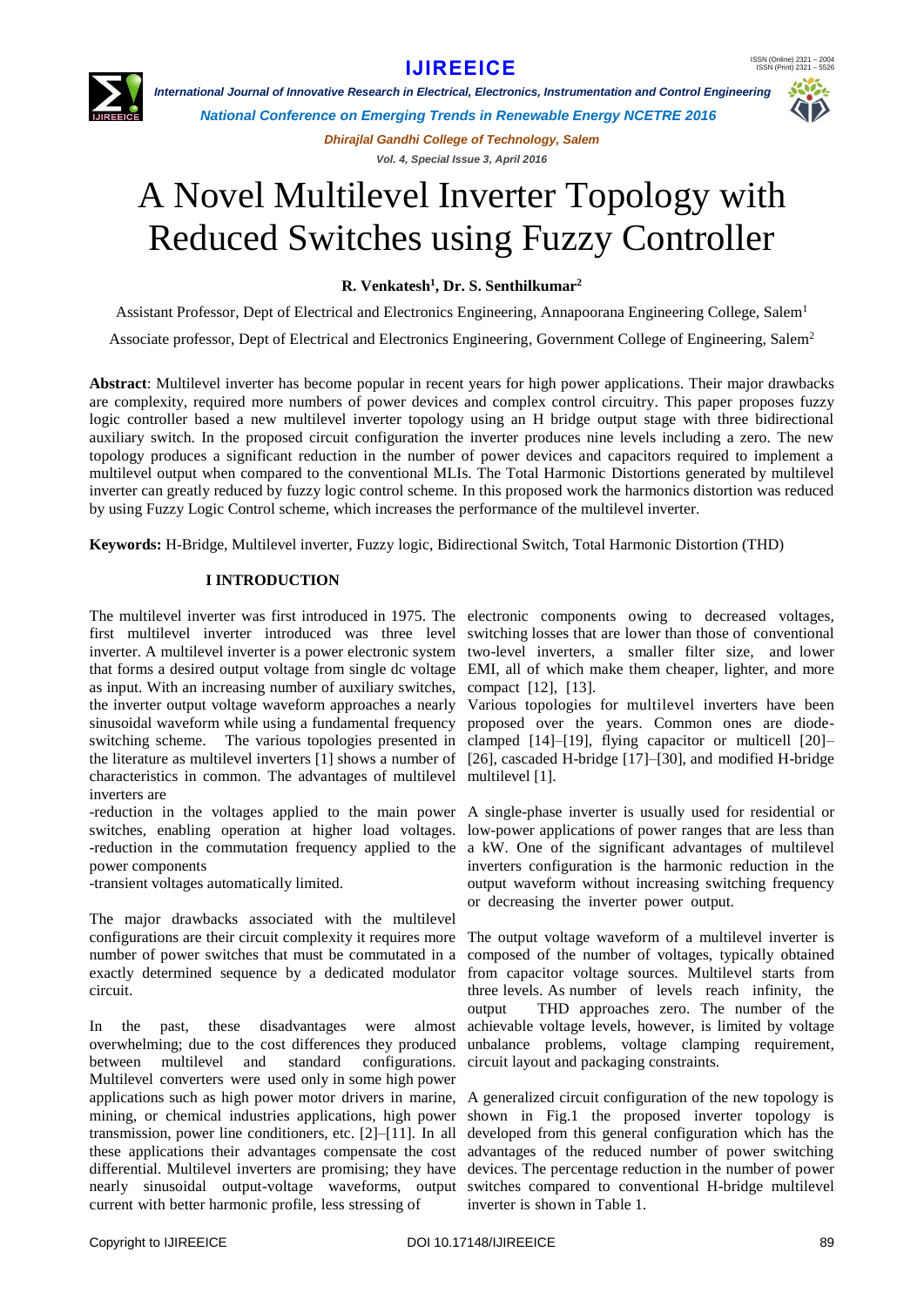# A Novel Multilevel Inverter Topology with Reduced Switches using Fuzzy Controller

**R. Venkatesh[1], Dr. S. Senthilkumar[2]**

Assistant Professor, Dept of Electrical and Electronics Engineering, Annapoorana Engineering College, Salem[1]

Associate professor, Dept of Electrical and Electronics Engineering, Government College of Engineering, Salem[2]

**Abstract**: Multilevel inverter has become popular in recent years for high power applications. Their major drawbacks are complexity, required more numbers of power devices and complex control circuitry. This paper proposes fuzzy logic controller based a new multilevel inverter topology using an H bridge output stage with three bidirectional auxiliary switch. In the proposed circuit configuration the inverter produces nine levels including a zero. The new topology produces a significant reduction in the number of power devices and capacitors required to implement a multilevel output when compared to the conventional MLIs. The Total Harmonic Distortions generated by multilevel inverter can greatly reduced by fuzzy logic control scheme. In this proposed work the harmonics distortion was reduced by using Fuzzy Logic Control scheme, which increases the performance of the multilevel inverter.

**Keywords:** H-Bridge, Multilevel inverter, Fuzzy logic, Bidirectional Switch, Total Harmonic Distortion (THD)

## I INTRODUCTION

The multilevel inverter was first introduced in 1975. The first multilevel inverter introduced was three level inverter. A multilevel inverter is a power electronic system that forms a desired output voltage from single dc voltage as input. With an increasing number of auxiliary switches, the inverter output voltage waveform approaches a nearly sinusoidal waveform while using a fundamental frequency switching scheme. The various topologies presented in the literature as multilevel inverters [1] shows a number of characteristics in common. The advantages of multilevel inverters are

-reduction in the voltages applied to the main power switches, enabling operation at higher load voltages.
-reduction in the commutation frequency applied to the power components
-transient voltages automatically limited.

The major drawbacks associated with the multilevel configurations are their circuit complexity it requires more number of power switches that must be commutated in a exactly determined sequence by a dedicated modulator circuit.

In the past, these disadvantages were almost overwhelming; due to the cost differences they produced between multilevel and standard configurations. Multilevel converters were used only in some high power applications such as high power motor drivers in marine, mining, or chemical industries applications, high power transmission, power line conditioners, etc. [2]–[11]. In all these applications their advantages compensate the cost differential. Multilevel inverters are promising; they have nearly sinusoidal output-voltage waveforms, output current with better harmonic profile, less stressing of electronic components owing to decreased voltages, switching losses that are lower than those of conventional two-level inverters, a smaller filter size, and lower EMI, all of which make them cheaper, lighter, and more compact [12], [13].

Various topologies for multilevel inverters have been proposed over the years. Common ones are diode-clamped [14]–[19], flying capacitor or multicell [20]–[26], cascaded H-bridge [17]–[30], and modified H-bridge multilevel [1].

A single-phase inverter is usually used for residential or low-power applications of power ranges that are less than a kW. One of the significant advantages of multilevel inverters configuration is the harmonic reduction in the output waveform without increasing switching frequency or decreasing the inverter power output.

The output voltage waveform of a multilevel inverter is composed of the number of voltages, typically obtained from capacitor voltage sources. Multilevel starts from three levels. As number of levels reach infinity, the output THD approaches zero. The number of the achievable voltage levels, however, is limited by voltage unbalance problems, voltage clamping requirement, circuit layout and packaging constraints.

A generalized circuit configuration of the new topology is shown in Fig.1 the proposed inverter topology is developed from this general configuration which has the advantages of the reduced number of power switching devices. The percentage reduction in the number of power switches compared to conventional H-bridge multilevel inverter is shown in Table 1.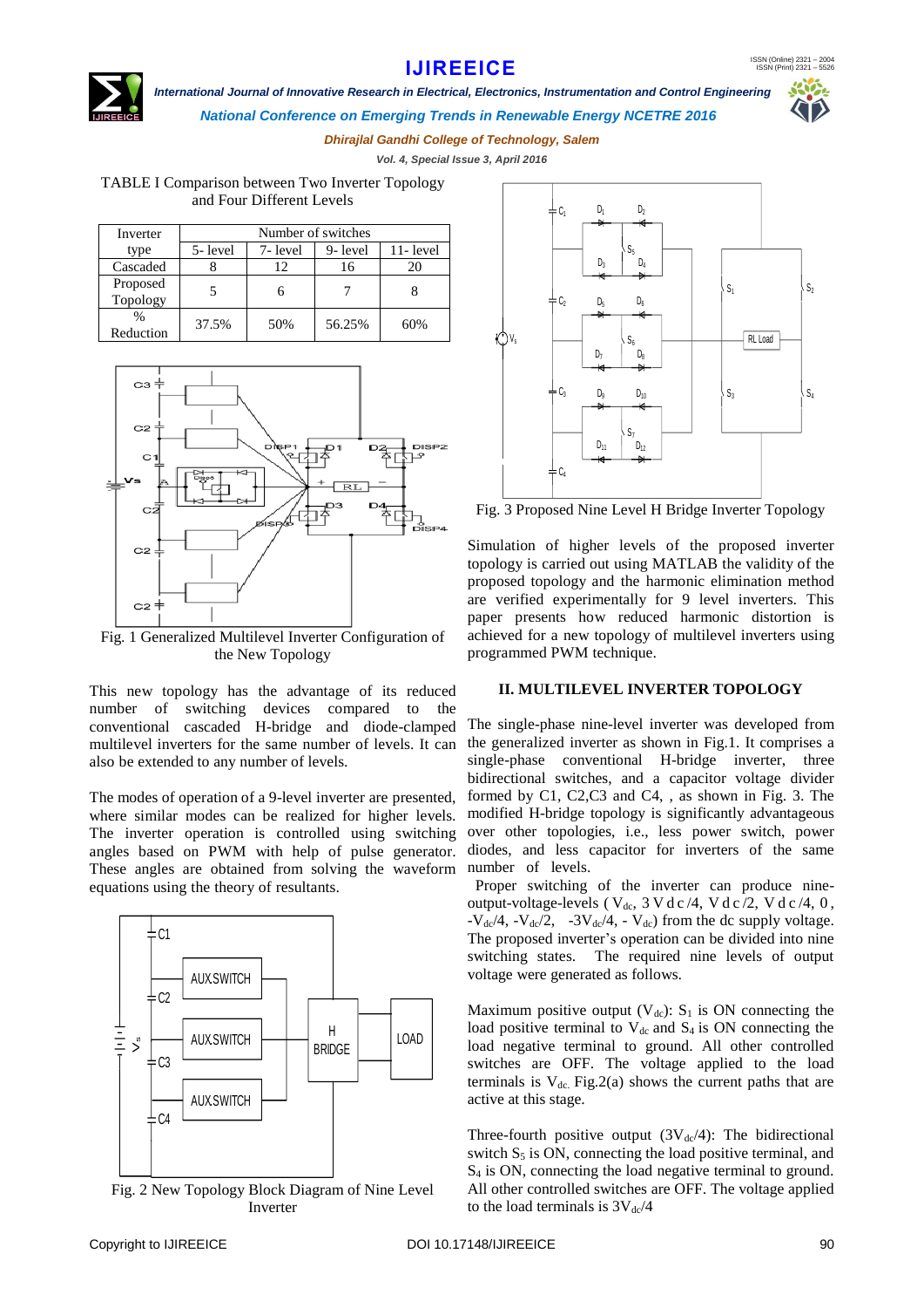TABLE I Comparison between Two Inverter Topology and Four Different Levels

| Inverter type | Number of switches | | | |
|---|---|---|---|---|
| | 5- level | 7- level | 9- level | 11- level |
| Cascaded | 8 | 12 | 16 | 20 |
| Proposed Topology | 5 | 6 | 7 | 8 |
| % Reduction | 37.5% | 50% | 56.25% | 60% |

Fig. 1 Generalized Multilevel Inverter Configuration of the New Topology

This new topology has the advantage of its reduced number of switching devices compared to the conventional cascaded H-bridge and diode-clamped multilevel inverters for the same number of levels. It can also be extended to any number of levels.

The modes of operation of a 9-level inverter are presented, where similar modes can be realized for higher levels. The inverter operation is controlled using switching angles based on PWM with help of pulse generator. These angles are obtained from solving the waveform equations using the theory of resultants.

Fig. 2 New Topology Block Diagram of Nine Level Inverter

Fig. 3 Proposed Nine Level H Bridge Inverter Topology

Simulation of higher levels of the proposed inverter topology is carried out using MATLAB the validity of the proposed topology and the harmonic elimination method are verified experimentally for 9 level inverters. This paper presents how reduced harmonic distortion is achieved for a new topology of multilevel inverters using programmed PWM technique.

## II. MULTILEVEL INVERTER TOPOLOGY

The single-phase nine-level inverter was developed from the generalized inverter as shown in Fig.1. It comprises a single-phase conventional H-bridge inverter, three bidirectional switches, and a capacitor voltage divider formed by C1, C2,C3 and C4, , as shown in Fig. 3. The modified H-bridge topology is significantly advantageous over other topologies, i.e., less power switch, power diodes, and less capacitor for inverters of the same number of levels.

Proper switching of the inverter can produce nine-output-voltage-levels ( $V_{dc}$, $3V_{dc}/4$, $V_{dc}/2$, $V_{dc}/4$, 0 , $-V_{dc}/4$, $-V_{dc}/2$, $-3V_{dc}/4$, $-V_{dc}$) from the dc supply voltage. The proposed inverter's operation can be divided into nine switching states. The required nine levels of output voltage were generated as follows.

Maximum positive output ($V_{dc}$): $S_1$ is ON connecting the load positive terminal to $V_{dc}$ and $S_4$ is ON connecting the load negative terminal to ground. All other controlled switches are OFF. The voltage applied to the load terminals is $V_{dc}$. Fig.2(a) shows the current paths that are active at this stage.

Three-fourth positive output ($3V_{dc}/4$): The bidirectional switch $S_5$ is ON, connecting the load positive terminal, and $S_4$ is ON, connecting the load negative terminal to ground. All other controlled switches are OFF. The voltage applied to the load terminals is $3V_{dc}/4$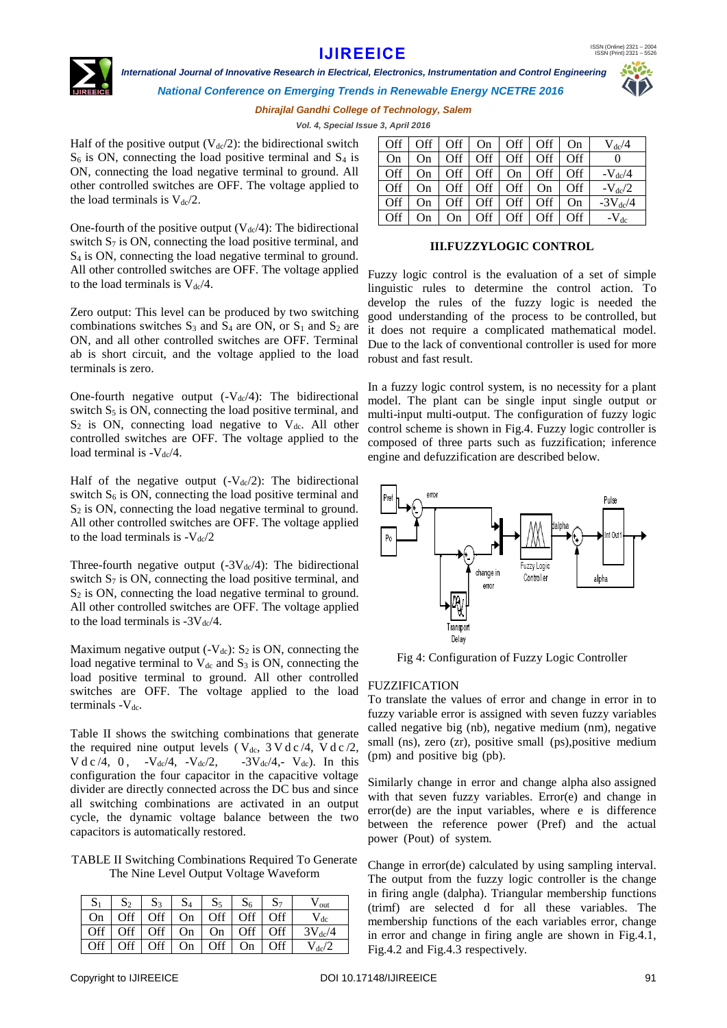Half of the positive output ($V_{dc}/2$): the bidirectional switch $S_6$ is ON, connecting the load positive terminal and $S_4$ is ON, connecting the load negative terminal to ground. All other controlled switches are OFF. The voltage applied to the load terminals is $V_{dc}/2$.

One-fourth of the positive output ($V_{dc}/4$): The bidirectional switch $S_7$ is ON, connecting the load positive terminal, and $S_4$ is ON, connecting the load negative terminal to ground. All other controlled switches are OFF. The voltage applied to the load terminals is $V_{dc}/4$.

Zero output: This level can be produced by two switching combinations switches $S_3$ and $S_4$ are ON, or $S_1$ and $S_2$ are ON, and all other controlled switches are OFF. Terminal ab is short circuit, and the voltage applied to the load terminals is zero.

One-fourth negative output ($-V_{dc}/4$): The bidirectional switch $S_5$ is ON, connecting the load positive terminal, and $S_2$ is ON, connecting load negative to $V_{dc}$. All other controlled switches are OFF. The voltage applied to the load terminal is $-V_{dc}/4$.

Half of the negative output ($-V_{dc}/2$): The bidirectional switch $S_6$ is ON, connecting the load positive terminal and $S_2$ is ON, connecting the load negative terminal to ground. All other controlled switches are OFF. The voltage applied to the load terminals is $-V_{dc}/2$

Three-fourth negative output ($-3V_{dc}/4$): The bidirectional switch $S_7$ is ON, connecting the load positive terminal, and $S_2$ is ON, connecting the load negative terminal to ground. All other controlled switches are OFF. The voltage applied to the load terminals is $-3V_{dc}/4$.

Maximum negative output ($-V_{dc}$): $S_2$ is ON, connecting the load negative terminal to $V_{dc}$ and $S_3$ is ON, connecting the load positive terminal to ground. All other controlled switches are OFF. The voltage applied to the load terminals $-V_{dc}$.

Table II shows the switching combinations that generate the required nine output levels ( $V_{dc}$, $3V_{dc}/4$, $V_{dc}/2$, $V_{dc}/4$, 0, $-V_{dc}/4$, $-V_{dc}/2$, $-3V_{dc}/4$, $-V_{dc}$). In this configuration the four capacitor in the capacitive voltage divider are directly connected across the DC bus and since all switching combinations are activated in an output cycle, the dynamic voltage balance between the two capacitors is automatically restored.

TABLE II Switching Combinations Required To Generate The Nine Level Output Voltage Waveform

| $S_1$ | $S_2$ | $S_3$ | $S_4$ | $S_5$ | $S_6$ | $S_7$ | $V_{out}$ |
|---|---|---|---|---|---|---|---|
| On | Off | Off | On | Off | Off | Off | $V_{dc}$ |
| Off | Off | Off | On | On | Off | Off | $3V_{dc}/4$ |
| Off | Off | Off | On | Off | On | Off | $V_{dc}/2$ |
| Off | Off | Off | On | Off | Off | On | $V_{dc}/4$ |
| On | On | Off | Off | Off | Off | Off | 0 |
| Off | On | Off | Off | On | Off | Off | $-V_{dc}/4$ |
| Off | On | Off | Off | Off | On | Off | $-V_{dc}/2$ |
| Off | On | Off | Off | Off | Off | On | $-3V_{dc}/4$ |
| Off | On | On | Off | Off | Off | Off | $-V_{dc}$ |

## III.FUZZYLOGIC CONTROL

Fuzzy logic control is the evaluation of a set of simple linguistic rules to determine the control action. To develop the rules of the fuzzy logic is needed the good understanding of the process to be controlled, but it does not require a complicated mathematical model. Due to the lack of conventional controller is used for more robust and fast result.

In a fuzzy logic control system, is no necessity for a plant model. The plant can be single input single output or multi-input multi-output. The configuration of fuzzy logic control scheme is shown in Fig.4. Fuzzy logic controller is composed of three parts such as fuzzification; inference engine and defuzzification are described below.

Fig 4: Configuration of Fuzzy Logic Controller

FUZZIFICATION

To translate the values of error and change in error in to fuzzy variable error is assigned with seven fuzzy variables called negative big (nb), negative medium (nm), negative small (ns), zero (zr), positive small (ps),positive medium (pm) and positive big (pb).

Similarly change in error and change alpha also assigned with that seven fuzzy variables. Error(e) and change in error(de) are the input variables, where e is difference between the reference power (Pref) and the actual power (Pout) of system.

Change in error(de) calculated by using sampling interval. The output from the fuzzy logic controller is the change in firing angle (dalpha). Triangular membership functions (trimf) are selected d for all these variables. The membership functions of the each variables error, change in error and change in firing angle are shown in Fig.4.1, Fig.4.2 and Fig.4.3 respectively.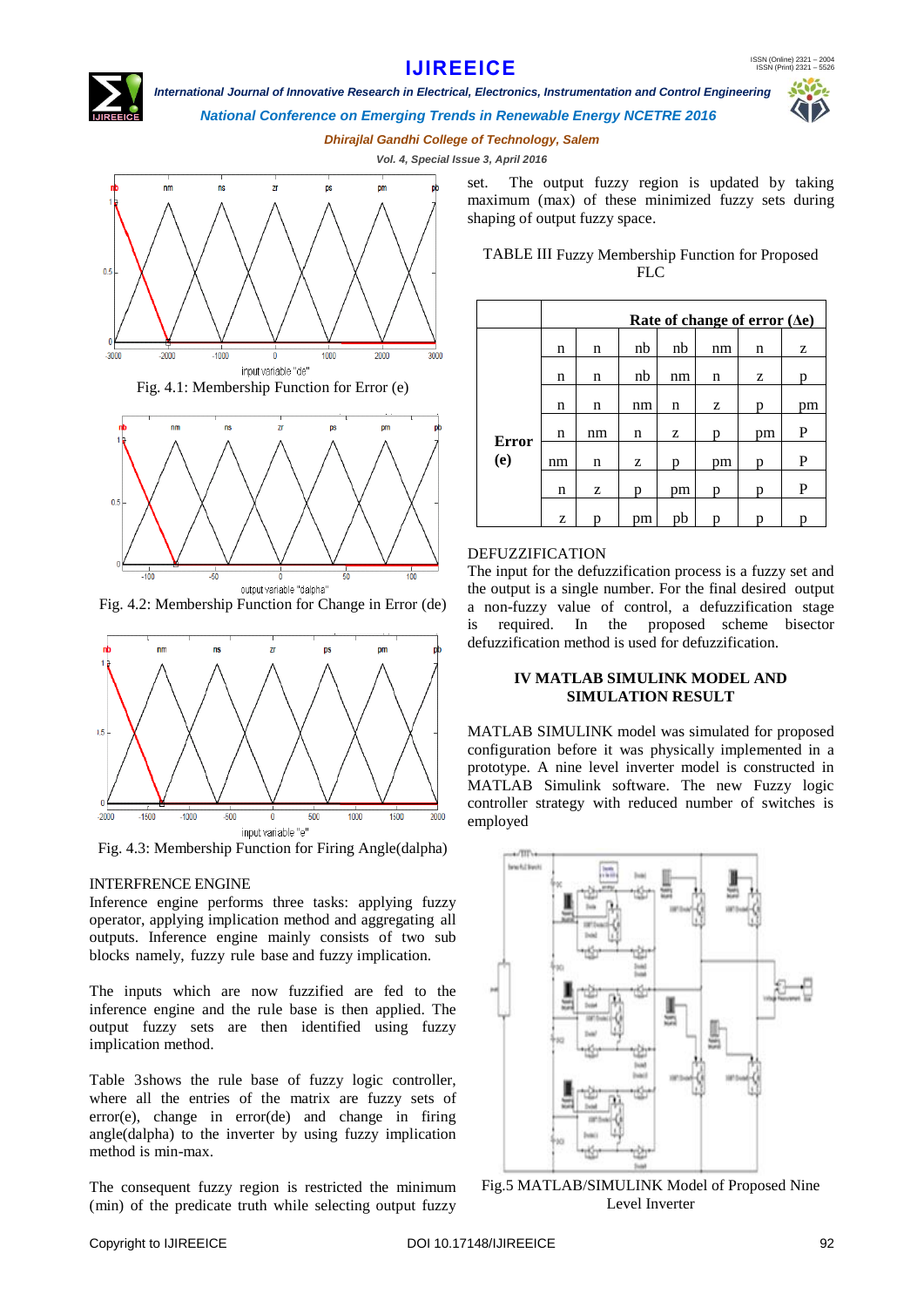Fig. 4.1: Membership Function for Error (e)

Fig. 4.2: Membership Function for Change in Error (de)

Fig. 4.3: Membership Function for Firing Angle(dalpha)

INTERFRENCE ENGINE

Inference engine performs three tasks: applying fuzzy operator, applying implication method and aggregating all outputs. Inference engine mainly consists of two sub blocks namely, fuzzy rule base and fuzzy implication.

The inputs which are now fuzzified are fed to the inference engine and the rule base is then applied. The output fuzzy sets are then identified using fuzzy implication method.

Table 3shows the rule base of fuzzy logic controller, where all the entries of the matrix are fuzzy sets of error(e), change in error(de) and change in firing angle(dalpha) to the inverter by using fuzzy implication method is min-max.

The consequent fuzzy region is restricted the minimum (min) of the predicate truth while selecting output fuzzy set. The output fuzzy region is updated by taking maximum (max) of these minimized fuzzy sets during shaping of output fuzzy space.

TABLE III Fuzzy Membership Function for Proposed FLC

| | Rate of change of error (Δe) | | | | | | |
|---|---|---|---|---|---|---|---|
| **Error (e)** | n | n | nb | nb | nm | n | z |
| | n | n | nb | nm | n | z | p |
| | n | n | nm | n | z | p | pm |
| | n | nm | n | z | p | pm | P |
| | nm | n | z | p | pm | p | P |
| | n | z | p | pm | p | p | P |
| | z | p | pm | pb | p | p | p |

DEFUZZIFICATION

The input for the defuzzification process is a fuzzy set and the output is a single number. For the final desired output a non-fuzzy value of control, a defuzzification stage is required. In the proposed scheme bisector defuzzification method is used for defuzzification.

## IV MATLAB SIMULINK MODEL AND SIMULATION RESULT

MATLAB SIMULINK model was simulated for proposed configuration before it was physically implemented in a prototype. A nine level inverter model is constructed in MATLAB Simulink software. The new Fuzzy logic controller strategy with reduced number of switches is employed

Fig.5 MATLAB/SIMULINK Model of Proposed Nine Level Inverter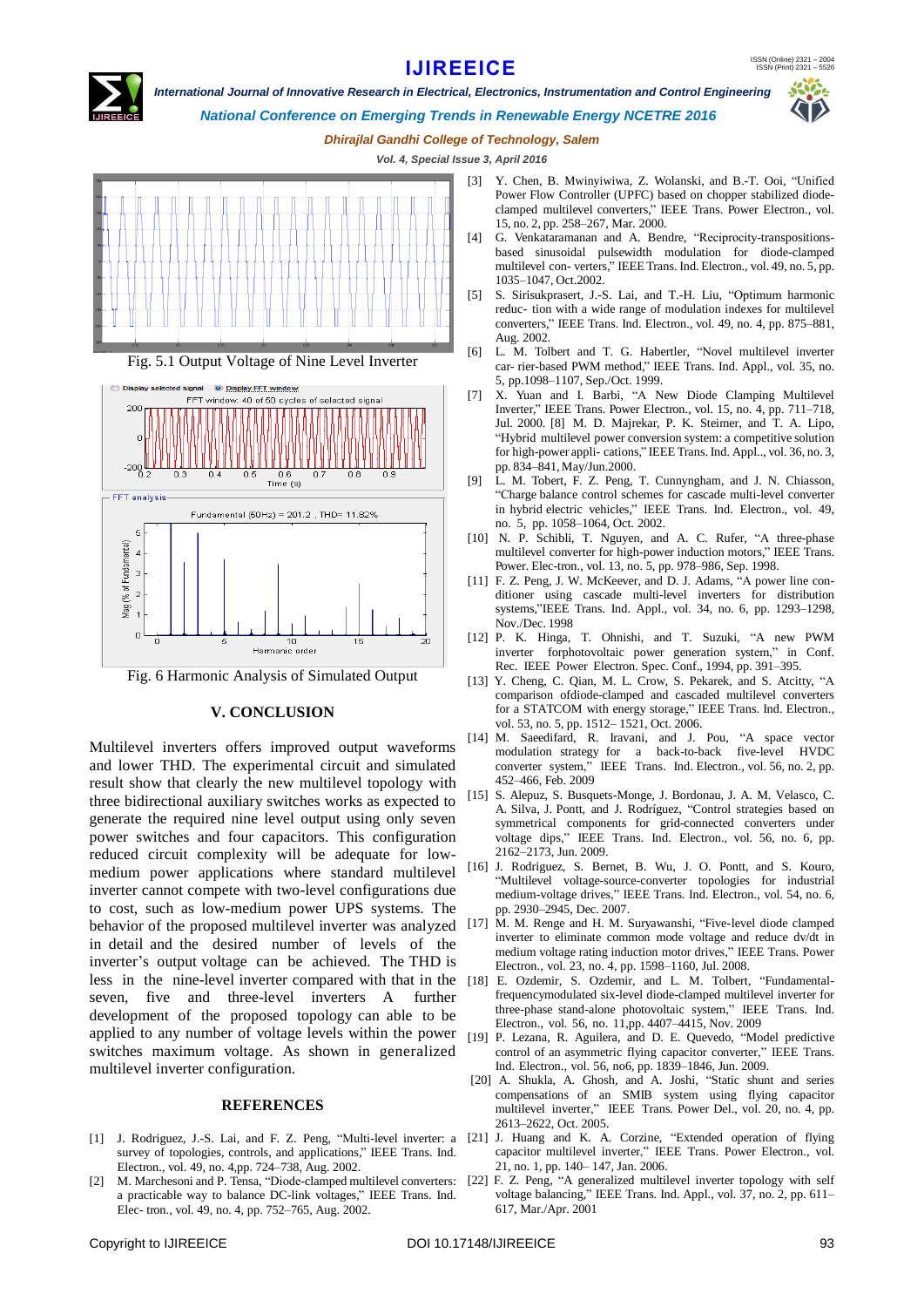Fig. 5.1 Output Voltage of Nine Level Inverter

Fig. 6 Harmonic Analysis of Simulated Output

## V. CONCLUSION

Multilevel inverters offers improved output waveforms and lower THD. The experimental circuit and simulated result show that clearly the new multilevel topology with three bidirectional auxiliary switches works as expected to generate the required nine level output using only seven power switches and four capacitors. This configuration reduced circuit complexity will be adequate for low-medium power applications where standard multilevel inverter cannot compete with two-level configurations due to cost, such as low-medium power UPS systems. The behavior of the proposed multilevel inverter was analyzed in detail and the desired number of levels of the inverter's output voltage can be achieved. The THD is less in the nine-level inverter compared with that in the seven, five and three-level inverters A further development of the proposed topology can able to be applied to any number of voltage levels within the power switches maximum voltage. As shown in generalized multilevel inverter configuration.

## REFERENCES

[1] J. Rodriguez, J.-S. Lai, and F. Z. Peng, "Multi-level inverter: a survey of topologies, controls, and applications," IEEE Trans. Ind. Electron., vol. 49, no. 4,pp. 724–738, Aug. 2002.

[2] M. Marchesoni and P. Tensa, "Diode-clamped multilevel converters: a practicable way to balance DC-link voltages," IEEE Trans. Ind. Elec- tron., vol. 49, no. 4, pp. 752–765, Aug. 2002.

[3] Y. Chen, B. Mwinyiwiwa, Z. Wolanski, and B.-T. Ooi, "Unified Power Flow Controller (UPFC) based on chopper stabilized diode-clamped multilevel converters," IEEE Trans. Power Electron., vol. 15, no. 2, pp. 258–267, Mar. 2000.

[4] G. Venkataramanan and A. Bendre, "Reciprocity-transpositions-based sinusoidal pulsewidth modulation for diode-clamped multilevel con- verters," IEEE Trans. Ind. Electron., vol. 49, no. 5, pp. 1035–1047, Oct.2002.

[5] S. Sirisukprasert, J.-S. Lai, and T.-H. Liu, "Optimum harmonic reduc- tion with a wide range of modulation indexes for multilevel converters," IEEE Trans. Ind. Electron., vol. 49, no. 4, pp. 875–881, Aug. 2002.

[6] L. M. Tolbert and T. G. Habertler, "Novel multilevel inverter car- rier-based PWM method," IEEE Trans. Ind. Appl., vol. 35, no. 5, pp.1098–1107, Sep./Oct. 1999.

[7] X. Yuan and I. Barbi, "A New Diode Clamping Multilevel Inverter," IEEE Trans. Power Electron., vol. 15, no. 4, pp. 711–718, Jul. 2000. [8] M. D. Majrekar, P. K. Steimer, and T. A. Lipo, "Hybrid multilevel power conversion system: a competitive solution for high-power appli- cations," IEEE Trans. Ind. Appl.., vol. 36, no. 3, pp. 834–841, May/Jun.2000.

[9] L. M. Tobert, F. Z. Peng, T. Cunnyngham, and J. N. Chiasson, "Charge balance control schemes for cascade multi-level converter in hybrid electric vehicles," IEEE Trans. Ind. Electron., vol. 49, no. 5, pp. 1058–1064, Oct. 2002.

[10] N. P. Schibli, T. Nguyen, and A. C. Rufer, "A three-phase multilevel converter for high-power induction motors," IEEE Trans. Power. Elec-tron., vol. 13, no. 5, pp. 978–986, Sep. 1998.

[11] F. Z. Peng, J. W. McKeever, and D. J. Adams, "A power line con- ditioner using cascade multi-level inverters for distribution systems,"IEEE Trans. Ind. Appl., vol. 34, no. 6, pp. 1293–1298, Nov./Dec. 1998

[12] P. K. Hinga, T. Ohnishi, and T. Suzuki, "A new PWM inverter forphotovoltaic power generation system," in Conf. Rec. IEEE Power Electron. Spec. Conf., 1994, pp. 391–395.

[13] Y. Cheng, C. Qian, M. L. Crow, S. Pekarek, and S. Atcitty, "A comparison ofdiode-clamped and cascaded multilevel converters for a STATCOM with energy storage," IEEE Trans. Ind. Electron., vol. 53, no. 5, pp. 1512– 1521, Oct. 2006.

[14] M. Saeedifard, R. Iravani, and J. Pou, "A space vector modulation strategy for a back-to-back five-level HVDC converter system," IEEE Trans. Ind. Electron., vol. 56, no. 2, pp. 452–466, Feb. 2009

[15] S. Alepuz, S. Busquets-Monge, J. Bordonau, J. A. M. Velasco, C. A. Silva, J. Pontt, and J. Rodríguez, "Control strategies based on symmetrical components for grid-connected converters under voltage dips," IEEE Trans. Ind. Electron., vol. 56, no. 6, pp. 2162–2173, Jun. 2009.

[16] J. Rodriguez, S. Bernet, B. Wu, J. O. Pontt, and S. Kouro, "Multilevel voltage-source-converter topologies for industrial medium-voltage drives," IEEE Trans. Ind. Electron., vol. 54, no. 6, pp. 2930–2945, Dec. 2007.

[17] M. M. Renge and H. M. Suryawanshi, "Five-level diode clamped inverter to eliminate common mode voltage and reduce dv/dt in medium voltage rating induction motor drives," IEEE Trans. Power Electron., vol. 23, no. 4, pp. 1598–1160, Jul. 2008.

[18] E. Ozdemir, S. Ozdemir, and L. M. Tolbert, "Fundamental-frequencymodulated six-level diode-clamped multilevel inverter for three-phase stand-alone photovoltaic system," IEEE Trans. Ind. Electron., vol. 56, no. 11,pp. 4407–4415, Nov. 2009

[19] P. Lezana, R. Aguilera, and D. E. Quevedo, "Model predictive control of an asymmetric flying capacitor converter," IEEE Trans. Ind. Electron., vol. 56, no6, pp. 1839–1846, Jun. 2009.

[20] A. Shukla, A. Ghosh, and A. Joshi, "Static shunt and series compensations of an SMIB system using flying capacitor multilevel inverter," IEEE Trans. Power Del., vol. 20, no. 4, pp. 2613–2622, Oct. 2005.

[21] J. Huang and K. A. Corzine, "Extended operation of flying capacitor multilevel inverter," IEEE Trans. Power Electron., vol. 21, no. 1, pp. 140– 147, Jan. 2006.

[22] F. Z. Peng, "A generalized multilevel inverter topology with self voltage balancing," IEEE Trans. Ind. Appl., vol. 37, no. 2, pp. 611–617, Mar./Apr. 2001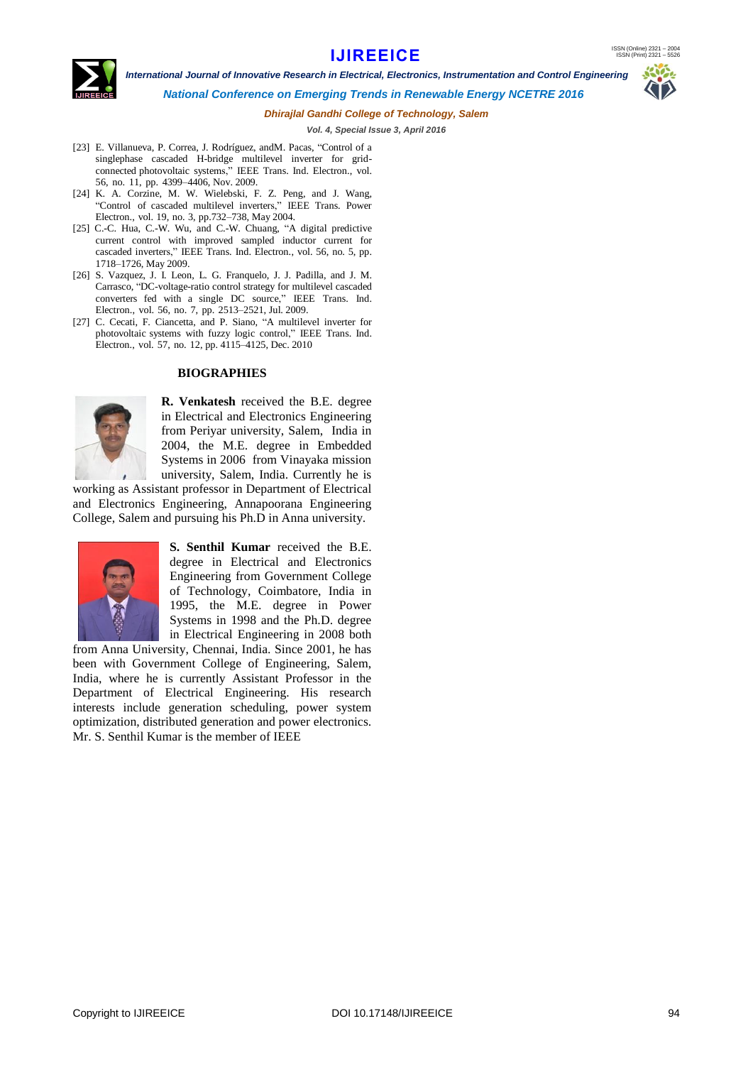[23] E. Villanueva, P. Correa, J. Rodríguez, andM. Pacas, "Control of a singlephase cascaded H-bridge multilevel inverter for grid-connected photovoltaic systems," IEEE Trans. Ind. Electron., vol. 56, no. 11, pp. 4399–4406, Nov. 2009.

[24] K. A. Corzine, M. W. Wielebski, F. Z. Peng, and J. Wang, "Control of cascaded multilevel inverters," IEEE Trans. Power Electron., vol. 19, no. 3, pp.732–738, May 2004.

[25] C.-C. Hua, C.-W. Wu, and C.-W. Chuang, "A digital predictive current control with improved sampled inductor current for cascaded inverters," IEEE Trans. Ind. Electron., vol. 56, no. 5, pp. 1718–1726, May 2009.

[26] S. Vazquez, J. I. Leon, L. G. Franquelo, J. J. Padilla, and J. M. Carrasco, "DC-voltage-ratio control strategy for multilevel cascaded converters fed with a single DC source," IEEE Trans. Ind. Electron., vol. 56, no. 7, pp. 2513–2521, Jul. 2009.

[27] C. Cecati, F. Ciancetta, and P. Siano, "A multilevel inverter for photovoltaic systems with fuzzy logic control," IEEE Trans. Ind. Electron., vol. 57, no. 12, pp. 4115–4125, Dec. 2010

## BIOGRAPHIES

**R. Venkatesh** received the B.E. degree in Electrical and Electronics Engineering from Periyar university, Salem, India in 2004, the M.E. degree in Embedded Systems in 2006 from Vinayaka mission university, Salem, India. Currently he is working as Assistant professor in Department of Electrical and Electronics Engineering, Annapoorana Engineering College, Salem and pursuing his Ph.D in Anna university.

**S. Senthil Kumar** received the B.E. degree in Electrical and Electronics Engineering from Government College of Technology, Coimbatore, India in 1995, the M.E. degree in Power Systems in 1998 and the Ph.D. degree in Electrical Engineering in 2008 both from Anna University, Chennai, India. Since 2001, he has been with Government College of Engineering, Salem, India, where he is currently Assistant Professor in the Department of Electrical Engineering. His research interests include generation scheduling, power system optimization, distributed generation and power electronics. Mr. S. Senthil Kumar is the member of IEEE